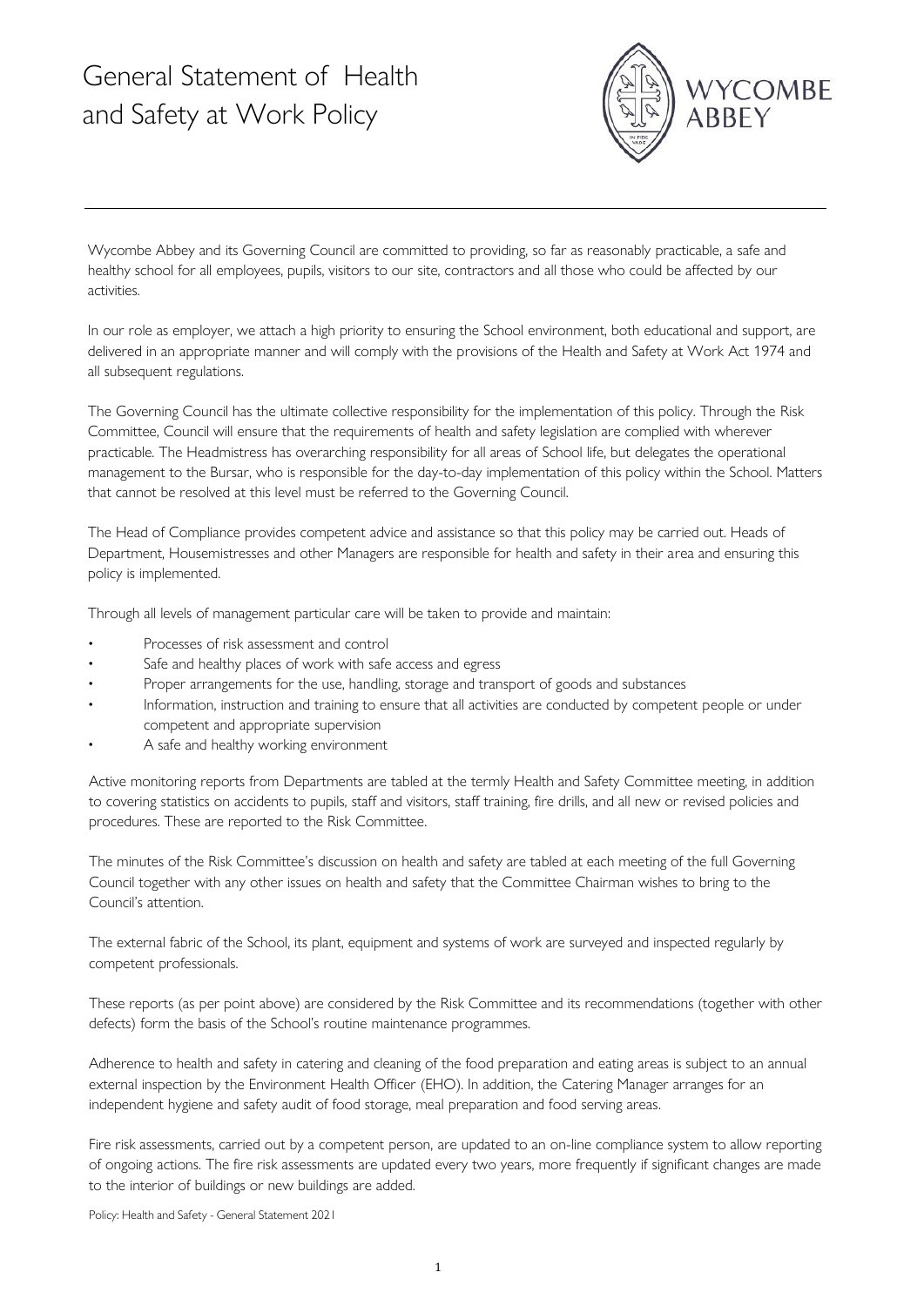# General Statement of Health and Safety at Work Policy

Wycombe Abbey and its Governing Council are committed to providing, so far as reasonably practicable, a safe and healthy school for all employees, pupils, visitors to our site, contractors and all those who could be affected by our activities.

In our role as employer, we attach a high priority to ensuring the School environment, both educational and support, are delivered in an appropriate manner and will comply with the provisions of the Health and Safety at Work Act 1974 and all subsequent regulations.

The Governing Council has the ultimate collective responsibility for the implementation of this policy. Through the Risk Committee, Council will ensure that the requirements of health and safety legislation are complied with wherever practicable. The Headmistress has overarching responsibility for all areas of School life, but delegates the operational management to the Bursar, who is responsible for the day-to-day implementation of this policy within the School. Matters that cannot be resolved at this level must be referred to the Governing Council.

The Head of Compliance provides competent advice and assistance so that this policy may be carried out. Heads of Department, Housemistresses and other Managers are responsible for health and safety in their area and ensuring this policy is implemented.

Through all levels of management particular care will be taken to provide and maintain:

- Processes of risk assessment and control
- Safe and healthy places of work with safe access and egress
- Proper arrangements for the use, handling, storage and transport of goods and substances
- Information, instruction and training to ensure that all activities are conducted by competent people or under competent and appropriate supervision
- A safe and healthy working environment

Active monitoring reports from Departments are tabled at the termly Health and Safety Committee meeting, in addition to covering statistics on accidents to pupils, staff and visitors, staff training, fire drills, and all new or revised policies and procedures. These are reported to the Risk Committee.

The minutes of the Risk Committee's discussion on health and safety are tabled at each meeting of the full Governing Council together with any other issues on health and safety that the Committee Chairman wishes to bring to the Council's attention.

The external fabric of the School, its plant, equipment and systems of work are surveyed and inspected regularly by competent professionals.

These reports (as per point above) are considered by the Risk Committee and its recommendations (together with other defects) form the basis of the School's routine maintenance programmes.

Adherence to health and safety in catering and cleaning of the food preparation and eating areas is subject to an annual external inspection by the Environment Health Officer (EHO). In addition, the Catering Manager arranges for an independent hygiene and safety audit of food storage, meal preparation and food serving areas.

Fire risk assessments, carried out by a competent person, are updated to an on-line compliance system to allow reporting of ongoing actions. The fire risk assessments are updated every two years, more frequently if significant changes are made to the interior of buildings or new buildings are added.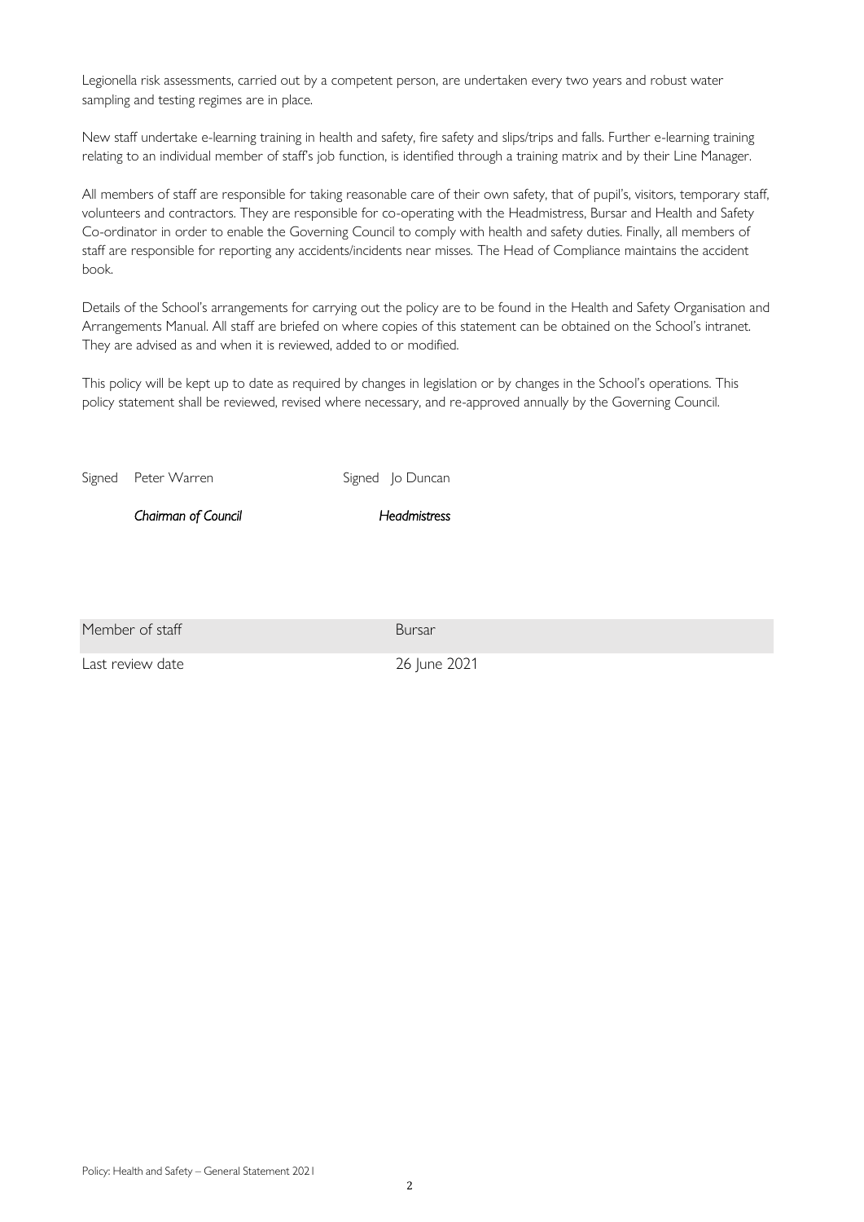Legionella risk assessments, carried out by a competent person, are undertaken every two years and robust water sampling and testing regimes are in place.

New staff undertake e-learning training in health and safety, fire safety and slips/trips and falls. Further e-learning training relating to an individual member of staff's job function, is identified through a training matrix and by their Line Manager.

All members of staff are responsible for taking reasonable care of their own safety, that of pupil's, visitors, temporary staff, volunteers and contractors. They are responsible for co-operating with the Headmistress, Bursar and Health and Safety Co-ordinator in order to enable the Governing Council to comply with health and safety duties. Finally, all members of staff are responsible for reporting any accidents/incidents near misses. The Head of Compliance maintains the accident book.

Details of the School's arrangements for carrying out the policy are to be found in the Health and Safety Organisation and Arrangements Manual. All staff are briefed on where copies of this statement can be obtained on the School's intranet. They are advised as and when it is reviewed, added to or modified.

This policy will be kept up to date as required by changes in legislation or by changes in the School's operations. This policy statement shall be reviewed, revised where necessary, and re-approved annually by the Governing Council.

Signed Peter Warren

*Chairman of Council*

Signed Jo Duncan

*Headmistress*

| | |
|---|---|
| Member of staff | Bursar |
| Last review date | 26 June 2021 |

Policy: Health and Safety – General Statement 2021